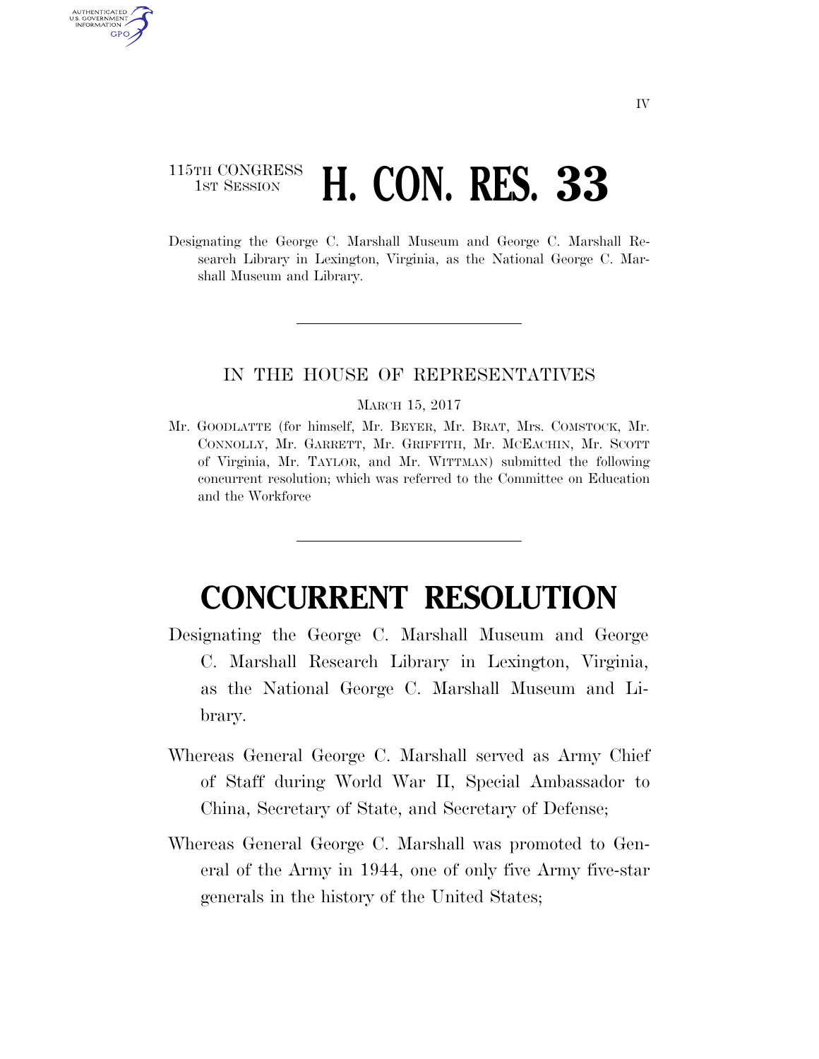115TH CONGRESS
1ST SESSION

# H. CON. RES. 33

Designating the George C. Marshall Museum and George C. Marshall Research Library in Lexington, Virginia, as the National George C. Marshall Museum and Library.

---

IN THE HOUSE OF REPRESENTATIVES

MARCH 15, 2017

Mr. GOODLATTE (for himself, Mr. BEYER, Mr. BRAT, Mrs. COMSTOCK, Mr. CONNOLLY, Mr. GARRETT, Mr. GRIFFITH, Mr. MCEACHIN, Mr. SCOTT of Virginia, Mr. TAYLOR, and Mr. WITTMAN) submitted the following concurrent resolution; which was referred to the Committee on Education and the Workforce

---

# CONCURRENT RESOLUTION

Designating the George C. Marshall Museum and George C. Marshall Research Library in Lexington, Virginia, as the National George C. Marshall Museum and Library.

Whereas General George C. Marshall served as Army Chief of Staff during World War II, Special Ambassador to China, Secretary of State, and Secretary of Defense;

Whereas General George C. Marshall was promoted to General of the Army in 1944, one of only five Army five-star generals in the history of the United States;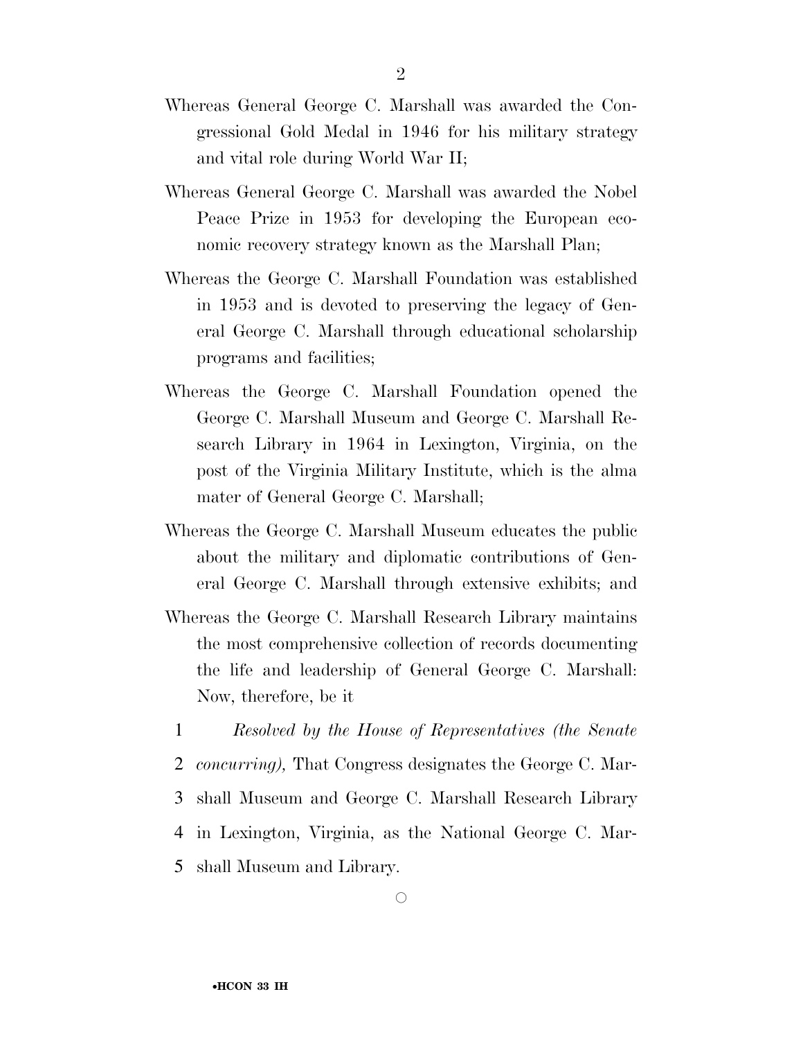Whereas General George C. Marshall was awarded the Congressional Gold Medal in 1946 for his military strategy and vital role during World War II;

Whereas General George C. Marshall was awarded the Nobel Peace Prize in 1953 for developing the European economic recovery strategy known as the Marshall Plan;

Whereas the George C. Marshall Foundation was established in 1953 and is devoted to preserving the legacy of General George C. Marshall through educational scholarship programs and facilities;

Whereas the George C. Marshall Foundation opened the George C. Marshall Museum and George C. Marshall Research Library in 1964 in Lexington, Virginia, on the post of the Virginia Military Institute, which is the alma mater of General George C. Marshall;

Whereas the George C. Marshall Museum educates the public about the military and diplomatic contributions of General George C. Marshall through extensive exhibits; and

Whereas the George C. Marshall Research Library maintains the most comprehensive collection of records documenting the life and leadership of General George C. Marshall: Now, therefore, be it

1 *Resolved by the House of Representatives (the Senate*
2 *concurring),* That Congress designates the George C. Mar-
3 shall Museum and George C. Marshall Research Library
4 in Lexington, Virginia, as the National George C. Mar-
5 shall Museum and Library.

○